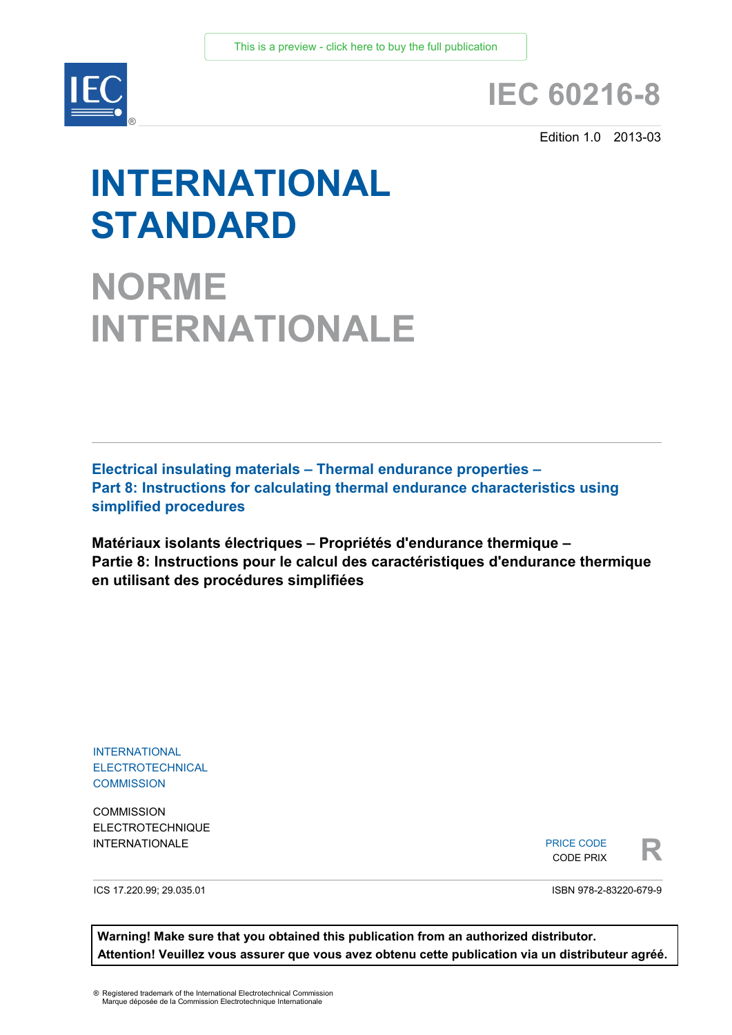This is a preview - click here to buy the full publication

# IEC 60216-8

Edition 1.0 2013-03

# INTERNATIONAL STANDARD

# NORME INTERNATIONALE

## Electrical insulating materials – Thermal endurance properties – Part 8: Instructions for calculating thermal endurance characteristics using simplified procedures

## Matériaux isolants électriques – Propriétés d'endurance thermique – Partie 8: Instructions pour le calcul des caractéristiques d'endurance thermique en utilisant des procédures simplifiées

INTERNATIONAL ELECTROTECHNICAL COMMISSION

COMMISSION ELECTROTECHNIQUE INTERNATIONALE

PRICE CODE
CODE PRIX
**R**

ICS 17.220.99; 29.035.01

ISBN 978-2-83220-679-9

**Warning! Make sure that you obtained this publication from an authorized distributor.**
**Attention! Veuillez vous assurer que vous avez obtenu cette publication via un distributeur agréé.**

® Registered trademark of the International Electrotechnical Commission
Marque déposée de la Commission Electrotechnique Internationale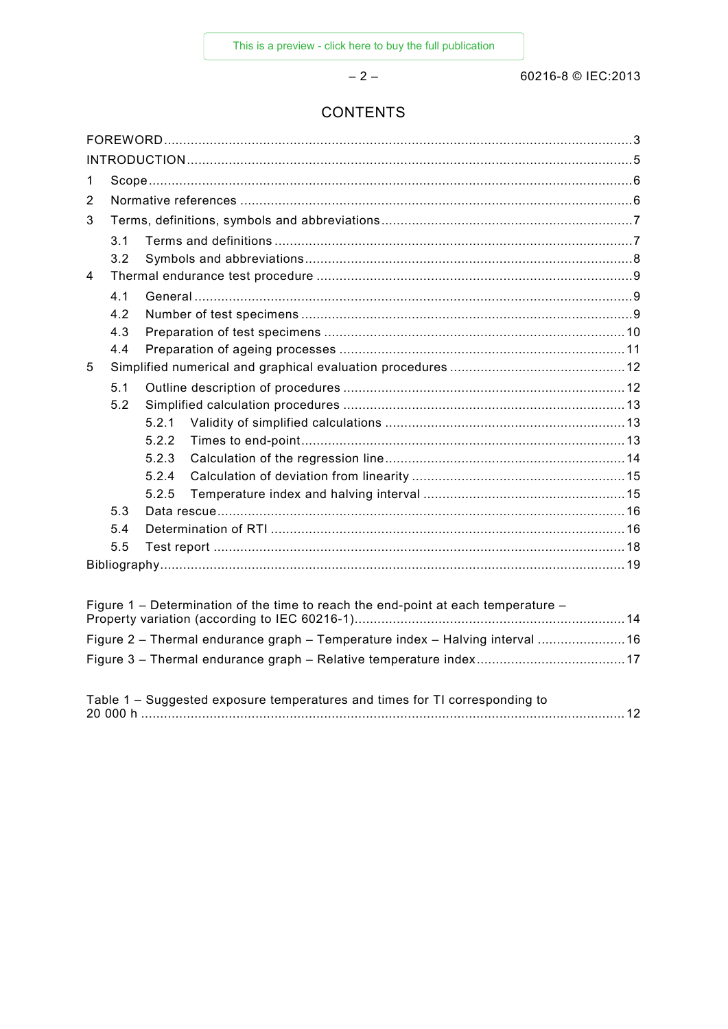# CONTENTS

FOREWORD .......... 3
INTRODUCTION .......... 5
1 Scope .......... 6
2 Normative references .......... 6
3 Terms, definitions, symbols and abbreviations .......... 7
 3.1 Terms and definitions .......... 7
 3.2 Symbols and abbreviations .......... 8
4 Thermal endurance test procedure .......... 9
 4.1 General .......... 9
 4.2 Number of test specimens .......... 9
 4.3 Preparation of test specimens .......... 10
 4.4 Preparation of ageing processes .......... 11
5 Simplified numerical and graphical evaluation procedures .......... 12
 5.1 Outline description of procedures .......... 12
 5.2 Simplified calculation procedures .......... 13
  5.2.1 Validity of simplified calculations .......... 13
  5.2.2 Times to end-point .......... 13
  5.2.3 Calculation of the regression line .......... 14
  5.2.4 Calculation of deviation from linearity .......... 15
  5.2.5 Temperature index and halving interval .......... 15
 5.3 Data rescue .......... 16
 5.4 Determination of RTI .......... 16
 5.5 Test report .......... 18
Bibliography .......... 19

Figure 1 – Determination of the time to reach the end-point at each temperature – Property variation (according to IEC 60216-1) .......... 14
Figure 2 – Thermal endurance graph – Temperature index – Halving interval .......... 16
Figure 3 – Thermal endurance graph – Relative temperature index .......... 17

Table 1 – Suggested exposure temperatures and times for TI corresponding to 20 000 h .......... 12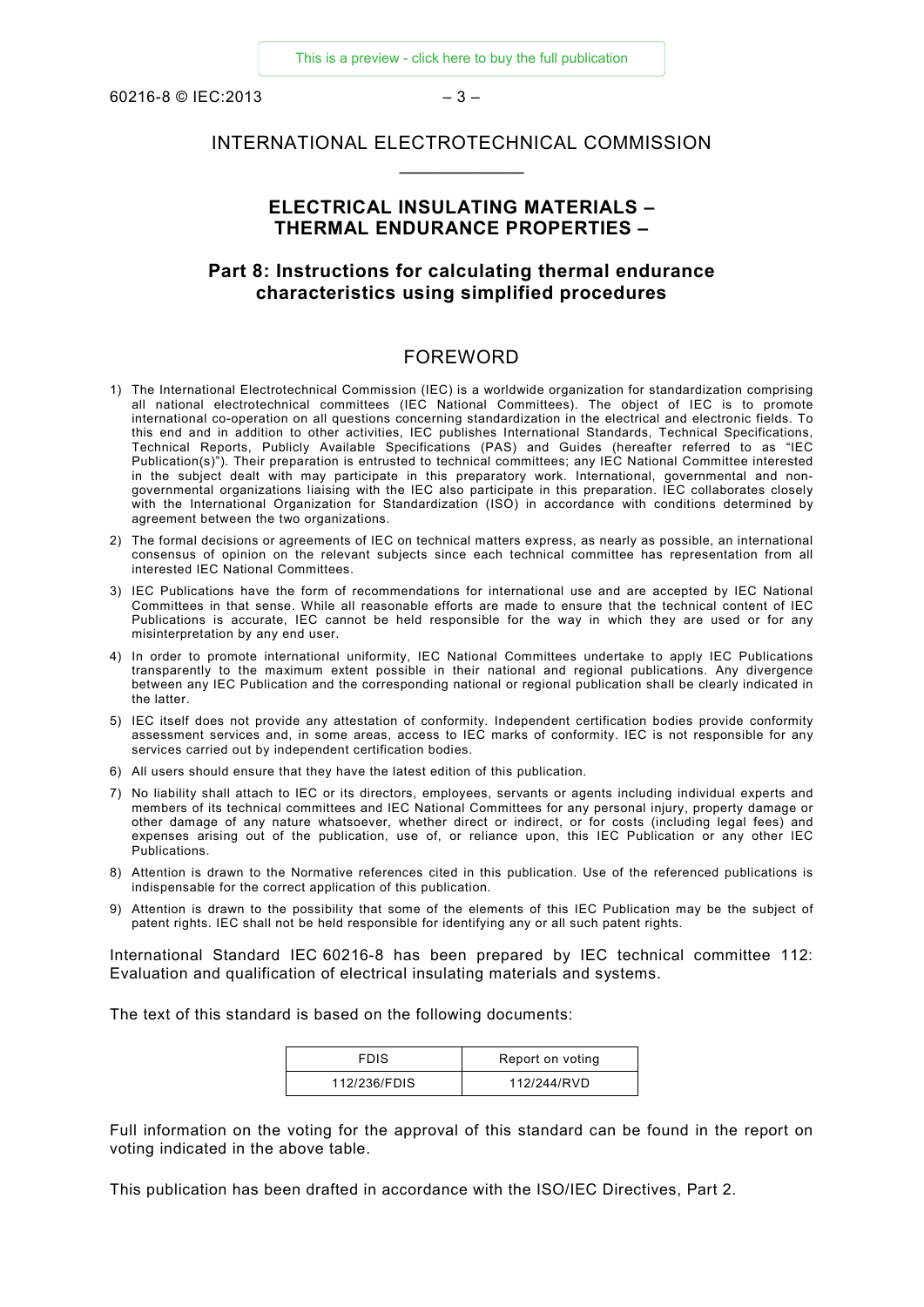# INTERNATIONAL ELECTROTECHNICAL COMMISSION

____________

## ELECTRICAL INSULATING MATERIALS – THERMAL ENDURANCE PROPERTIES –

## Part 8: Instructions for calculating thermal endurance characteristics using simplified procedures

## FOREWORD

1) The International Electrotechnical Commission (IEC) is a worldwide organization for standardization comprising all national electrotechnical committees (IEC National Committees). The object of IEC is to promote international co-operation on all questions concerning standardization in the electrical and electronic fields. To this end and in addition to other activities, IEC publishes International Standards, Technical Specifications, Technical Reports, Publicly Available Specifications (PAS) and Guides (hereafter referred to as "IEC Publication(s)"). Their preparation is entrusted to technical committees; any IEC National Committee interested in the subject dealt with may participate in this preparatory work. International, governmental and non-governmental organizations liaising with the IEC also participate in this preparation. IEC collaborates closely with the International Organization for Standardization (ISO) in accordance with conditions determined by agreement between the two organizations.
2) The formal decisions or agreements of IEC on technical matters express, as nearly as possible, an international consensus of opinion on the relevant subjects since each technical committee has representation from all interested IEC National Committees.
3) IEC Publications have the form of recommendations for international use and are accepted by IEC National Committees in that sense. While all reasonable efforts are made to ensure that the technical content of IEC Publications is accurate, IEC cannot be held responsible for the way in which they are used or for any misinterpretation by any end user.
4) In order to promote international uniformity, IEC National Committees undertake to apply IEC Publications transparently to the maximum extent possible in their national and regional publications. Any divergence between any IEC Publication and the corresponding national or regional publication shall be clearly indicated in the latter.
5) IEC itself does not provide any attestation of conformity. Independent certification bodies provide conformity assessment services and, in some areas, access to IEC marks of conformity. IEC is not responsible for any services carried out by independent certification bodies.
6) All users should ensure that they have the latest edition of this publication.
7) No liability shall attach to IEC or its directors, employees, servants or agents including individual experts and members of its technical committees and IEC National Committees for any personal injury, property damage or other damage of any nature whatsoever, whether direct or indirect, or for costs (including legal fees) and expenses arising out of the publication, use of, or reliance upon, this IEC Publication or any other IEC Publications.
8) Attention is drawn to the Normative references cited in this publication. Use of the referenced publications is indispensable for the correct application of this publication.
9) Attention is drawn to the possibility that some of the elements of this IEC Publication may be the subject of patent rights. IEC shall not be held responsible for identifying any or all such patent rights.

International Standard IEC 60216-8 has been prepared by IEC technical committee 112: Evaluation and qualification of electrical insulating materials and systems.

The text of this standard is based on the following documents:

| FDIS | Report on voting |
|---|---|
| 112/236/FDIS | 112/244/RVD |

Full information on the voting for the approval of this standard can be found in the report on voting indicated in the above table.

This publication has been drafted in accordance with the ISO/IEC Directives, Part 2.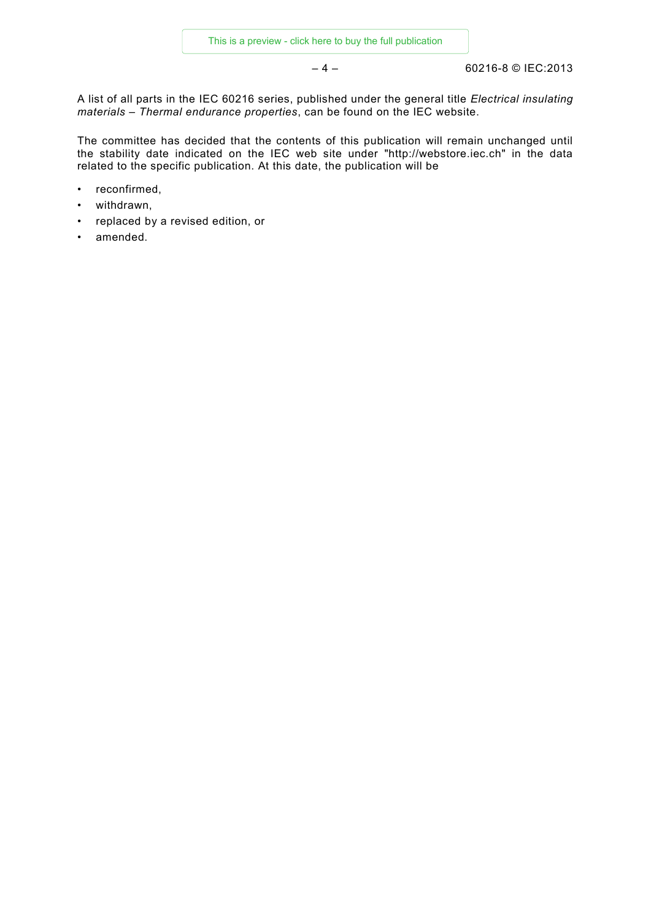A list of all parts in the IEC 60216 series, published under the general title *Electrical insulating materials – Thermal endurance properties*, can be found on the IEC website.

The committee has decided that the contents of this publication will remain unchanged until the stability date indicated on the IEC web site under "http://webstore.iec.ch" in the data related to the specific publication. At this date, the publication will be

- reconfirmed,
- withdrawn,
- replaced by a revised edition, or
- amended.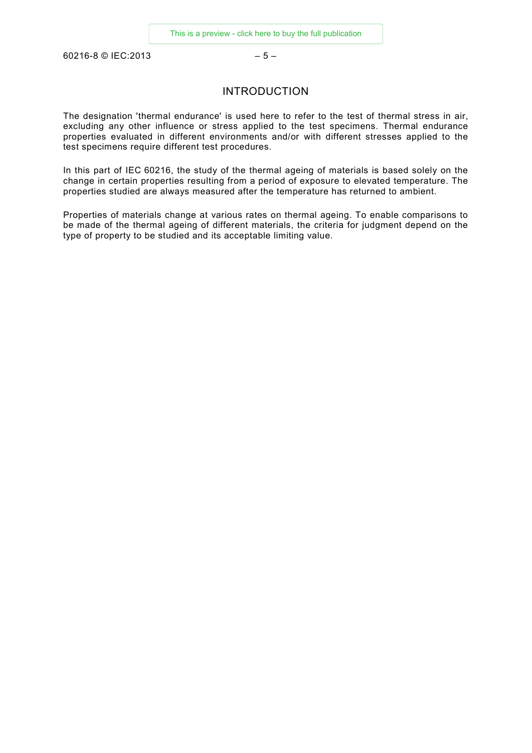# INTRODUCTION

The designation 'thermal endurance' is used here to refer to the test of thermal stress in air, excluding any other influence or stress applied to the test specimens. Thermal endurance properties evaluated in different environments and/or with different stresses applied to the test specimens require different test procedures.

In this part of IEC 60216, the study of the thermal ageing of materials is based solely on the change in certain properties resulting from a period of exposure to elevated temperature. The properties studied are always measured after the temperature has returned to ambient.

Properties of materials change at various rates on thermal ageing. To enable comparisons to be made of the thermal ageing of different materials, the criteria for judgment depend on the type of property to be studied and its acceptable limiting value.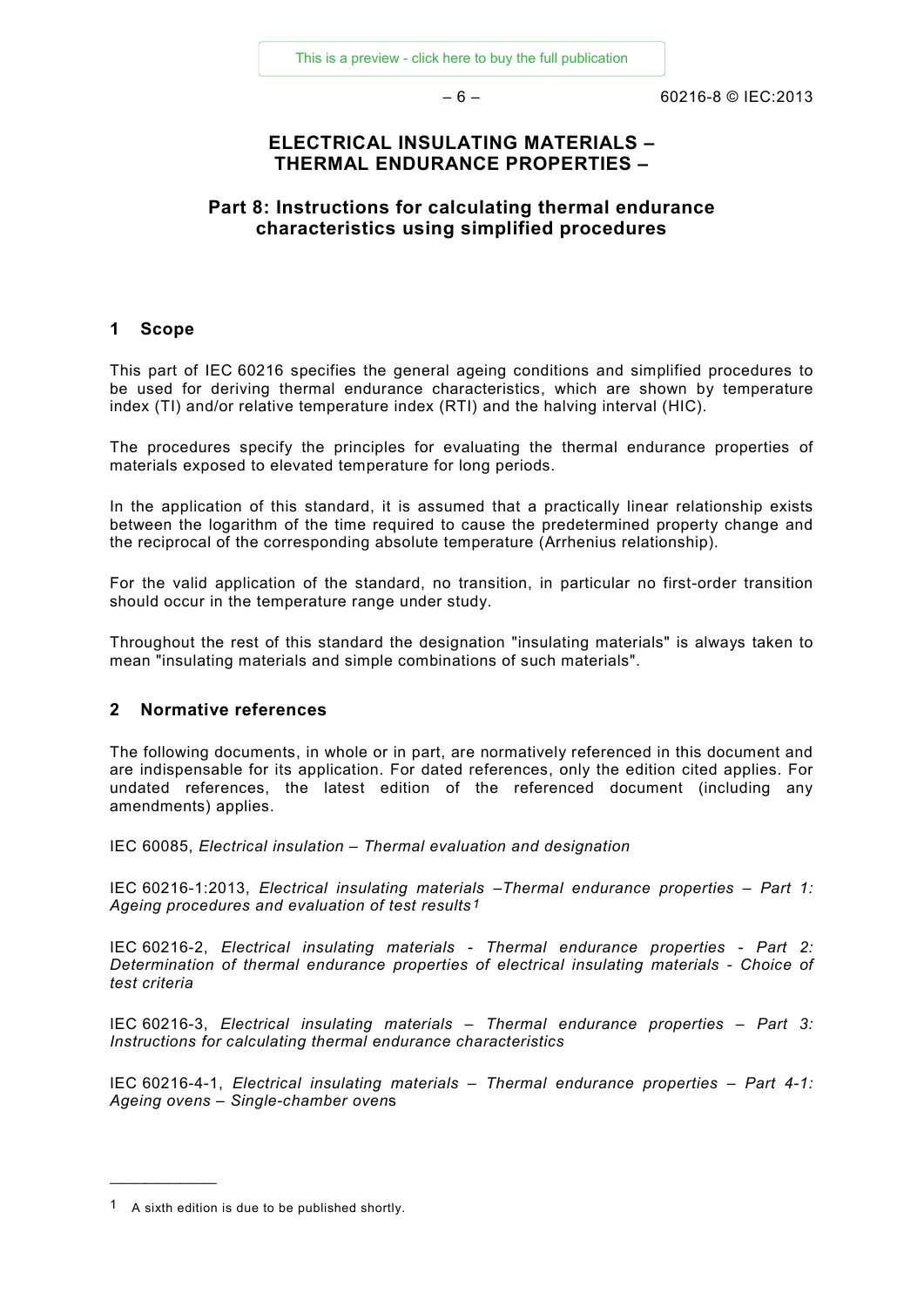# ELECTRICAL INSULATING MATERIALS – THERMAL ENDURANCE PROPERTIES –

## Part 8: Instructions for calculating thermal endurance characteristics using simplified procedures

## 1 Scope

This part of IEC 60216 specifies the general ageing conditions and simplified procedures to be used for deriving thermal endurance characteristics, which are shown by temperature index (TI) and/or relative temperature index (RTI) and the halving interval (HIC).

The procedures specify the principles for evaluating the thermal endurance properties of materials exposed to elevated temperature for long periods.

In the application of this standard, it is assumed that a practically linear relationship exists between the logarithm of the time required to cause the predetermined property change and the reciprocal of the corresponding absolute temperature (Arrhenius relationship).

For the valid application of the standard, no transition, in particular no first-order transition should occur in the temperature range under study.

Throughout the rest of this standard the designation "insulating materials" is always taken to mean "insulating materials and simple combinations of such materials".

## 2 Normative references

The following documents, in whole or in part, are normatively referenced in this document and are indispensable for its application. For dated references, only the edition cited applies. For undated references, the latest edition of the referenced document (including any amendments) applies.

IEC 60085, *Electrical insulation – Thermal evaluation and designation*

IEC 60216-1:2013, *Electrical insulating materials –Thermal endurance properties – Part 1: Ageing procedures and evaluation of test results*[1]

IEC 60216-2, *Electrical insulating materials - Thermal endurance properties - Part 2: Determination of thermal endurance properties of electrical insulating materials - Choice of test criteria*

IEC 60216-3, *Electrical insulating materials – Thermal endurance properties – Part 3: Instructions for calculating thermal endurance characteristics*

IEC 60216-4-1, *Electrical insulating materials – Thermal endurance properties – Part 4-1: Ageing ovens – Single-chamber ovens*

[1] A sixth edition is due to be published shortly.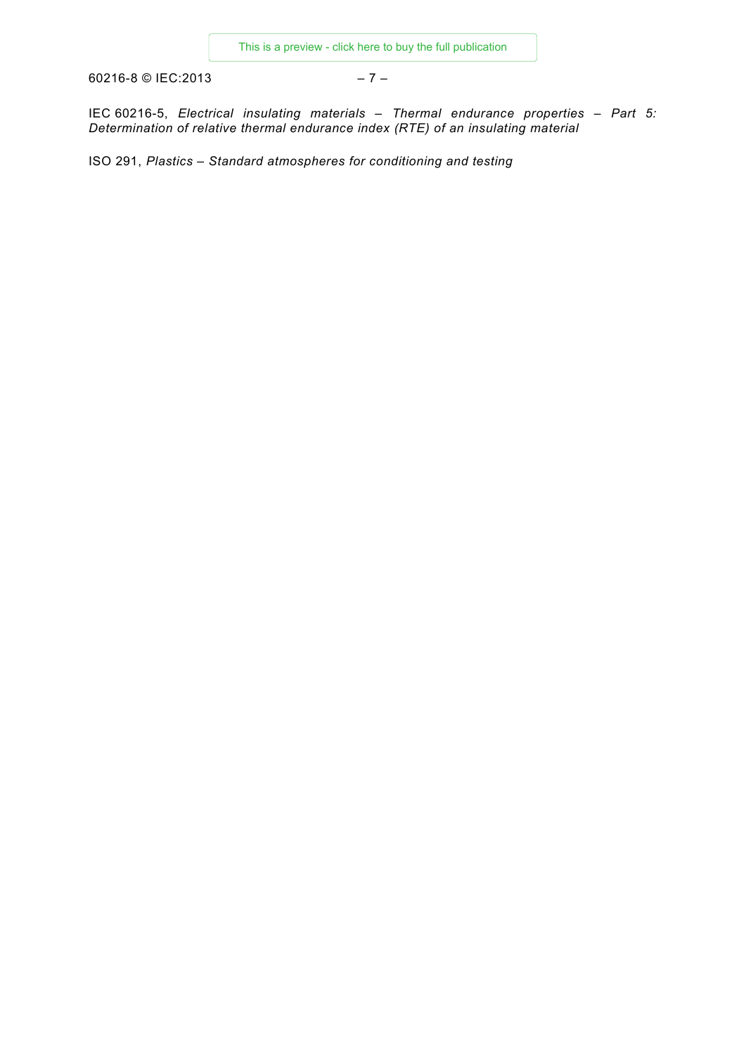IEC 60216-5, *Electrical insulating materials – Thermal endurance properties – Part 5: Determination of relative thermal endurance index (RTE) of an insulating material*

ISO 291, *Plastics – Standard atmospheres for conditioning and testing*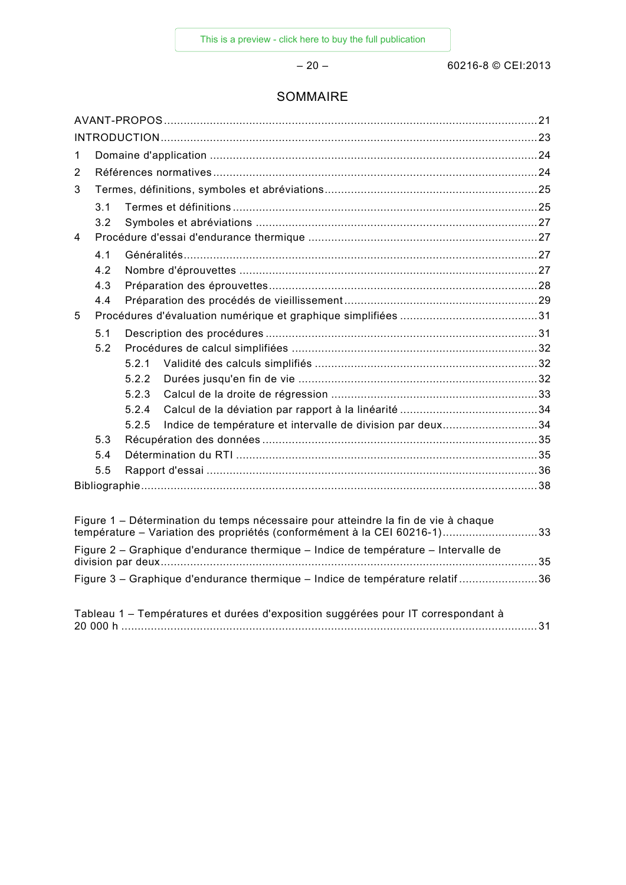## SOMMAIRE

AVANT-PROPOS ..... 21
INTRODUCTION ..... 23
1 Domaine d'application ..... 24
2 Références normatives ..... 24
3 Termes, définitions, symboles et abréviations ..... 25
  3.1 Termes et définitions ..... 25
  3.2 Symboles et abréviations ..... 27
4 Procédure d'essai d'endurance thermique ..... 27
  4.1 Généralités ..... 27
  4.2 Nombre d'éprouvettes ..... 27
  4.3 Préparation des éprouvettes ..... 28
  4.4 Préparation des procédés de vieillissement ..... 29
5 Procédures d'évaluation numérique et graphique simplifiées ..... 31
  5.1 Description des procédures ..... 31
  5.2 Procédures de calcul simplifiées ..... 32
    5.2.1 Validité des calculs simplifiés ..... 32
    5.2.2 Durées jusqu'en fin de vie ..... 32
    5.2.3 Calcul de la droite de régression ..... 33
    5.2.4 Calcul de la déviation par rapport à la linéarité ..... 34
    5.2.5 Indice de température et intervalle de division par deux ..... 34
  5.3 Récupération des données ..... 35
  5.4 Détermination du RTI ..... 35
  5.5 Rapport d'essai ..... 36
Bibliographie ..... 38

Figure 1 – Détermination du temps nécessaire pour atteindre la fin de vie à chaque température – Variation des propriétés (conformément à la CEI 60216-1) ..... 33
Figure 2 – Graphique d'endurance thermique – Indice de température – Intervalle de division par deux ..... 35
Figure 3 – Graphique d'endurance thermique – Indice de température relatif ..... 36

Tableau 1 – Températures et durées d'exposition suggérées pour IT correspondant à 20 000 h ..... 31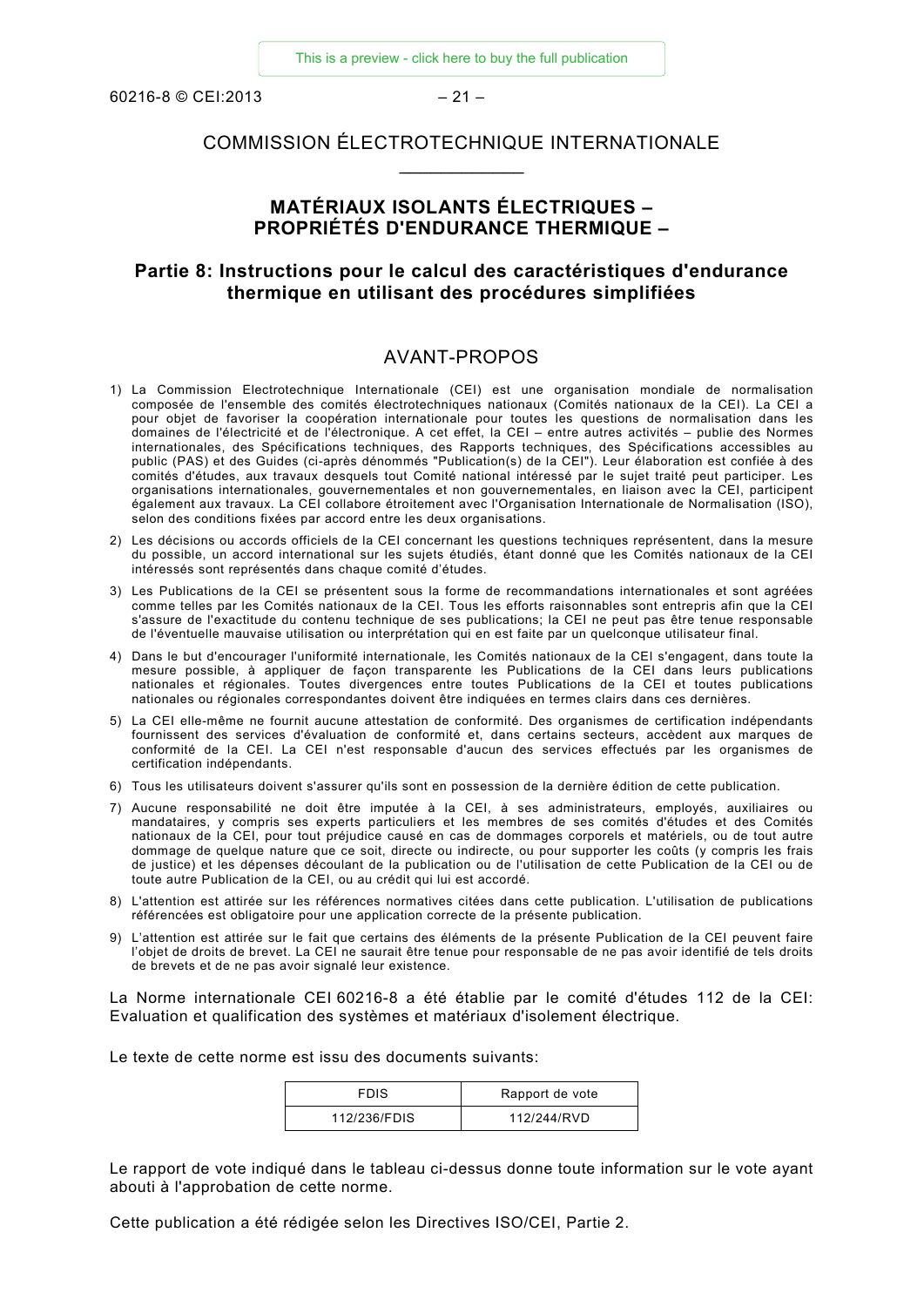COMMISSION ÉLECTROTECHNIQUE INTERNATIONALE

____________

# MATÉRIAUX ISOLANTS ÉLECTRIQUES – PROPRIÉTÉS D'ENDURANCE THERMIQUE –

## Partie 8: Instructions pour le calcul des caractéristiques d'endurance thermique en utilisant des procédures simplifiées

## AVANT-PROPOS

1) La Commission Electrotechnique Internationale (CEI) est une organisation mondiale de normalisation composée de l'ensemble des comités électrotechniques nationaux (Comités nationaux de la CEI). La CEI a pour objet de favoriser la coopération internationale pour toutes les questions de normalisation dans les domaines de l'électricité et de l'électronique. A cet effet, la CEI – entre autres activités – publie des Normes internationales, des Spécifications techniques, des Rapports techniques, des Spécifications accessibles au public (PAS) et des Guides (ci-après dénommés "Publication(s) de la CEI"). Leur élaboration est confiée à des comités d'études, aux travaux desquels tout Comité national intéressé par le sujet traité peut participer. Les organisations internationales, gouvernementales et non gouvernementales, en liaison avec la CEI, participent également aux travaux. La CEI collabore étroitement avec l'Organisation Internationale de Normalisation (ISO), selon des conditions fixées par accord entre les deux organisations.
2) Les décisions ou accords officiels de la CEI concernant les questions techniques représentent, dans la mesure du possible, un accord international sur les sujets étudiés, étant donné que les Comités nationaux de la CEI intéressés sont représentés dans chaque comité d'études.
3) Les Publications de la CEI se présentent sous la forme de recommandations internationales et sont agréées comme telles par les Comités nationaux de la CEI. Tous les efforts raisonnables sont entrepris afin que la CEI s'assure de l'exactitude du contenu technique de ses publications; la CEI ne peut pas être tenue responsable de l'éventuelle mauvaise utilisation ou interprétation qui en est faite par un quelconque utilisateur final.
4) Dans le but d'encourager l'uniformité internationale, les Comités nationaux de la CEI s'engagent, dans toute la mesure possible, à appliquer de façon transparente les Publications de la CEI dans leurs publications nationales et régionales. Toutes divergences entre toutes Publications de la CEI et toutes publications nationales ou régionales correspondantes doivent être indiquées en termes clairs dans ces dernières.
5) La CEI elle-même ne fournit aucune attestation de conformité. Des organismes de certification indépendants fournissent des services d'évaluation de conformité et, dans certains secteurs, accèdent aux marques de conformité de la CEI. La CEI n'est responsable d'aucun des services effectués par les organismes de certification indépendants.
6) Tous les utilisateurs doivent s'assurer qu'ils sont en possession de la dernière édition de cette publication.
7) Aucune responsabilité ne doit être imputée à la CEI, à ses administrateurs, employés, auxiliaires ou mandataires, y compris ses experts particuliers et les membres de ses comités d'études et des Comités nationaux de la CEI, pour tout préjudice causé en cas de dommages corporels et matériels, ou de tout autre dommage de quelque nature que ce soit, directe ou indirecte, ou pour supporter les coûts (y compris les frais de justice) et les dépenses découlant de la publication ou de l'utilisation de cette Publication de la CEI ou de toute autre Publication de la CEI, ou au crédit qui lui est accordé.
8) L'attention est attirée sur les références normatives citées dans cette publication. L'utilisation de publications référencées est obligatoire pour une application correcte de la présente publication.
9) L'attention est attirée sur le fait que certains des éléments de la présente Publication de la CEI peuvent faire l'objet de droits de brevet. La CEI ne saurait être tenue pour responsable de ne pas avoir identifié de tels droits de brevets et de ne pas avoir signalé leur existence.

La Norme internationale CEI 60216-8 a été établie par le comité d'études 112 de la CEI: Evaluation et qualification des systèmes et matériaux d'isolement électrique.

Le texte de cette norme est issu des documents suivants:

| FDIS | Rapport de vote |
|---|---|
| 112/236/FDIS | 112/244/RVD |

Le rapport de vote indiqué dans le tableau ci-dessus donne toute information sur le vote ayant abouti à l'approbation de cette norme.

Cette publication a été rédigée selon les Directives ISO/CEI, Partie 2.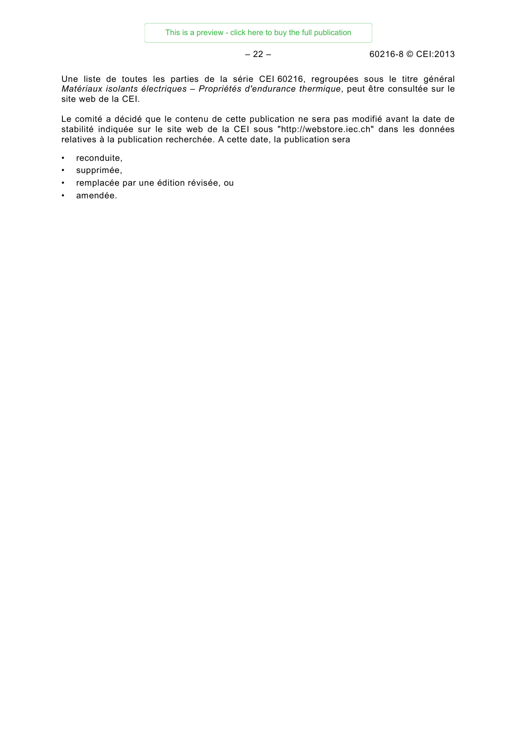Une liste de toutes les parties de la série CEI 60216, regroupées sous le titre général *Matériaux isolants électriques – Propriétés d'endurance thermique*, peut être consultée sur le site web de la CEI.

Le comité a décidé que le contenu de cette publication ne sera pas modifié avant la date de stabilité indiquée sur le site web de la CEI sous "http://webstore.iec.ch" dans les données relatives à la publication recherchée. A cette date, la publication sera

- reconduite,
- supprimée,
- remplacée par une édition révisée, ou
- amendée.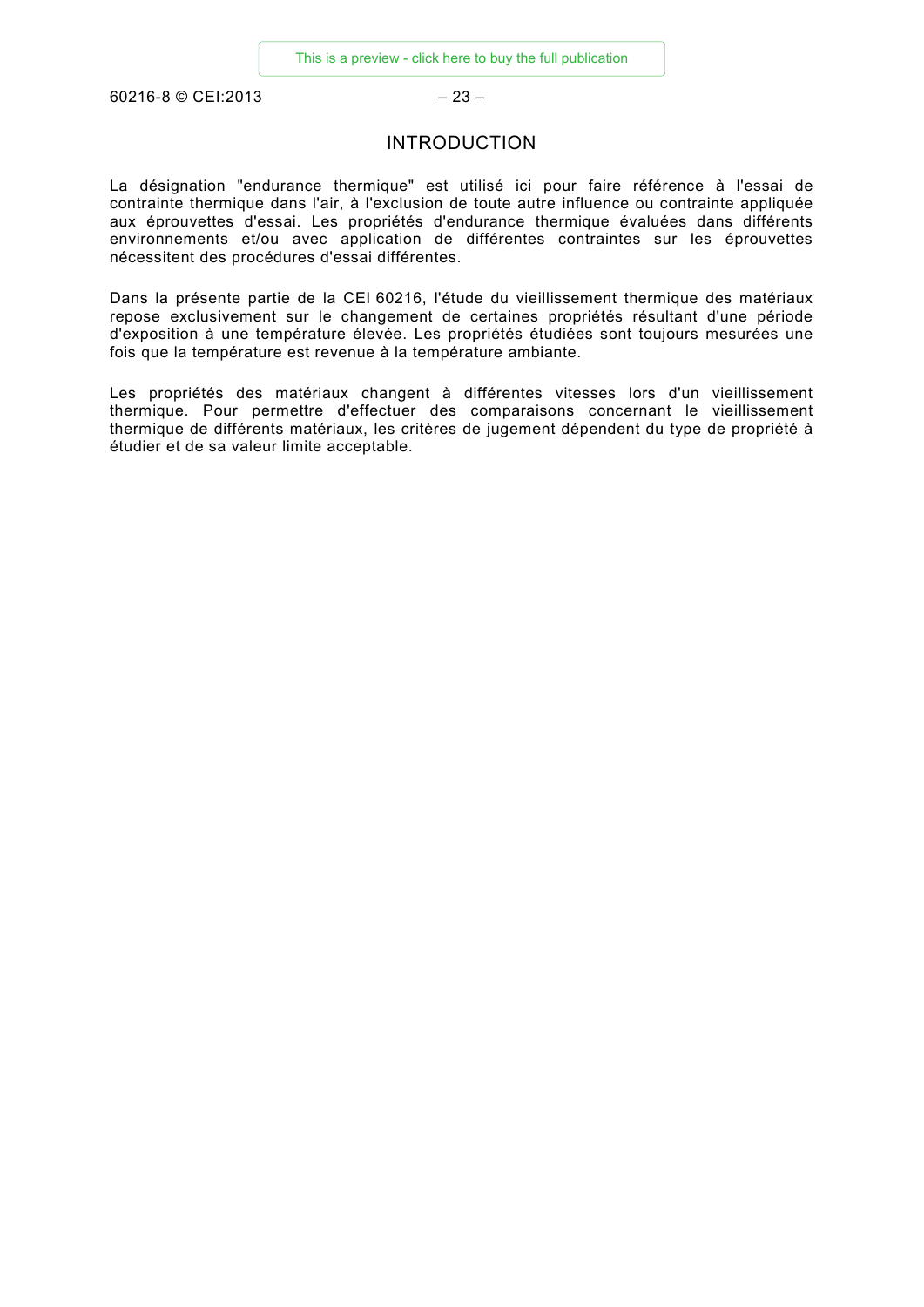# INTRODUCTION

La désignation "endurance thermique" est utilisé ici pour faire référence à l'essai de contrainte thermique dans l'air, à l'exclusion de toute autre influence ou contrainte appliquée aux éprouvettes d'essai. Les propriétés d'endurance thermique évaluées dans différents environnements et/ou avec application de différentes contraintes sur les éprouvettes nécessitent des procédures d'essai différentes.

Dans la présente partie de la CEI 60216, l'étude du vieillissement thermique des matériaux repose exclusivement sur le changement de certaines propriétés résultant d'une période d'exposition à une température élevée. Les propriétés étudiées sont toujours mesurées une fois que la température est revenue à la température ambiante.

Les propriétés des matériaux changent à différentes vitesses lors d'un vieillissement thermique. Pour permettre d'effectuer des comparaisons concernant le vieillissement thermique de différents matériaux, les critères de jugement dépendent du type de propriété à étudier et de sa valeur limite acceptable.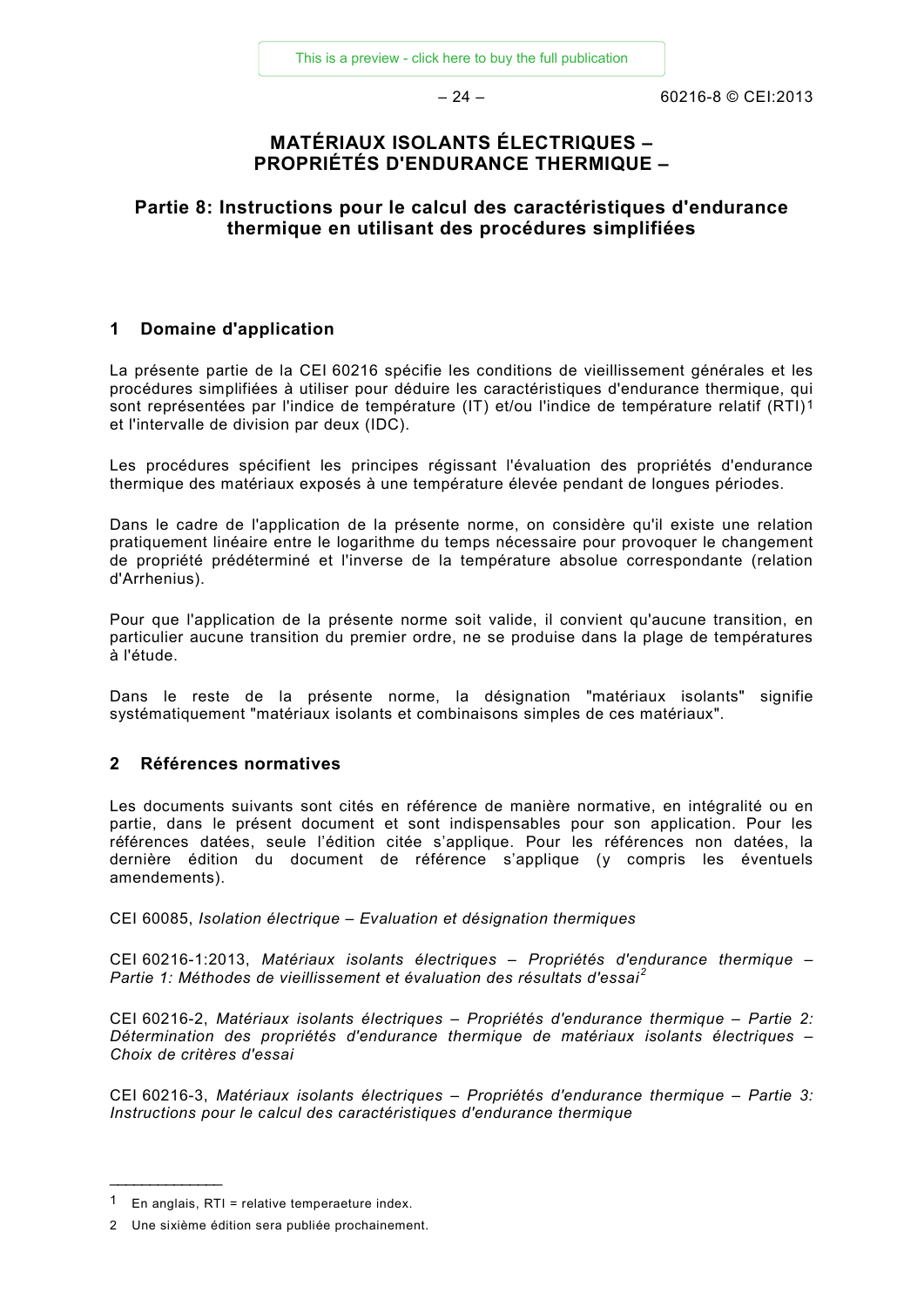# MATÉRIAUX ISOLANTS ÉLECTRIQUES – PROPRIÉTÉS D'ENDURANCE THERMIQUE –

## Partie 8: Instructions pour le calcul des caractéristiques d'endurance thermique en utilisant des procédures simplifiées

## 1 Domaine d'application

La présente partie de la CEI 60216 spécifie les conditions de vieillissement générales et les procédures simplifiées à utiliser pour déduire les caractéristiques d'endurance thermique, qui sont représentées par l'indice de température (IT) et/ou l'indice de température relatif (RTI)[1] et l'intervalle de division par deux (IDC).

Les procédures spécifient les principes régissant l'évaluation des propriétés d'endurance thermique des matériaux exposés à une température élevée pendant de longues périodes.

Dans le cadre de l'application de la présente norme, on considère qu'il existe une relation pratiquement linéaire entre le logarithme du temps nécessaire pour provoquer le changement de propriété prédéterminé et l'inverse de la température absolue correspondante (relation d'Arrhenius).

Pour que l'application de la présente norme soit valide, il convient qu'aucune transition, en particulier aucune transition du premier ordre, ne se produise dans la plage de températures à l'étude.

Dans le reste de la présente norme, la désignation "matériaux isolants" signifie systématiquement "matériaux isolants et combinaisons simples de ces matériaux".

## 2 Références normatives

Les documents suivants sont cités en référence de manière normative, en intégralité ou en partie, dans le présent document et sont indispensables pour son application. Pour les références datées, seule l'édition citée s'applique. Pour les références non datées, la dernière édition du document de référence s'applique (y compris les éventuels amendements).

CEI 60085, *Isolation électrique – Evaluation et désignation thermiques*

CEI 60216-1:2013, *Matériaux isolants électriques – Propriétés d'endurance thermique – Partie 1: Méthodes de vieillissement et évaluation des résultats d'essai*[2]

CEI 60216-2, *Matériaux isolants électriques – Propriétés d'endurance thermique – Partie 2: Détermination des propriétés d'endurance thermique de matériaux isolants électriques – Choix de critères d'essai*

CEI 60216-3, *Matériaux isolants électriques – Propriétés d'endurance thermique – Partie 3: Instructions pour le calcul des caractéristiques d'endurance thermique*

---

[1] En anglais, RTI = relative temperaeture index.

[2] Une sixième édition sera publiée prochainement.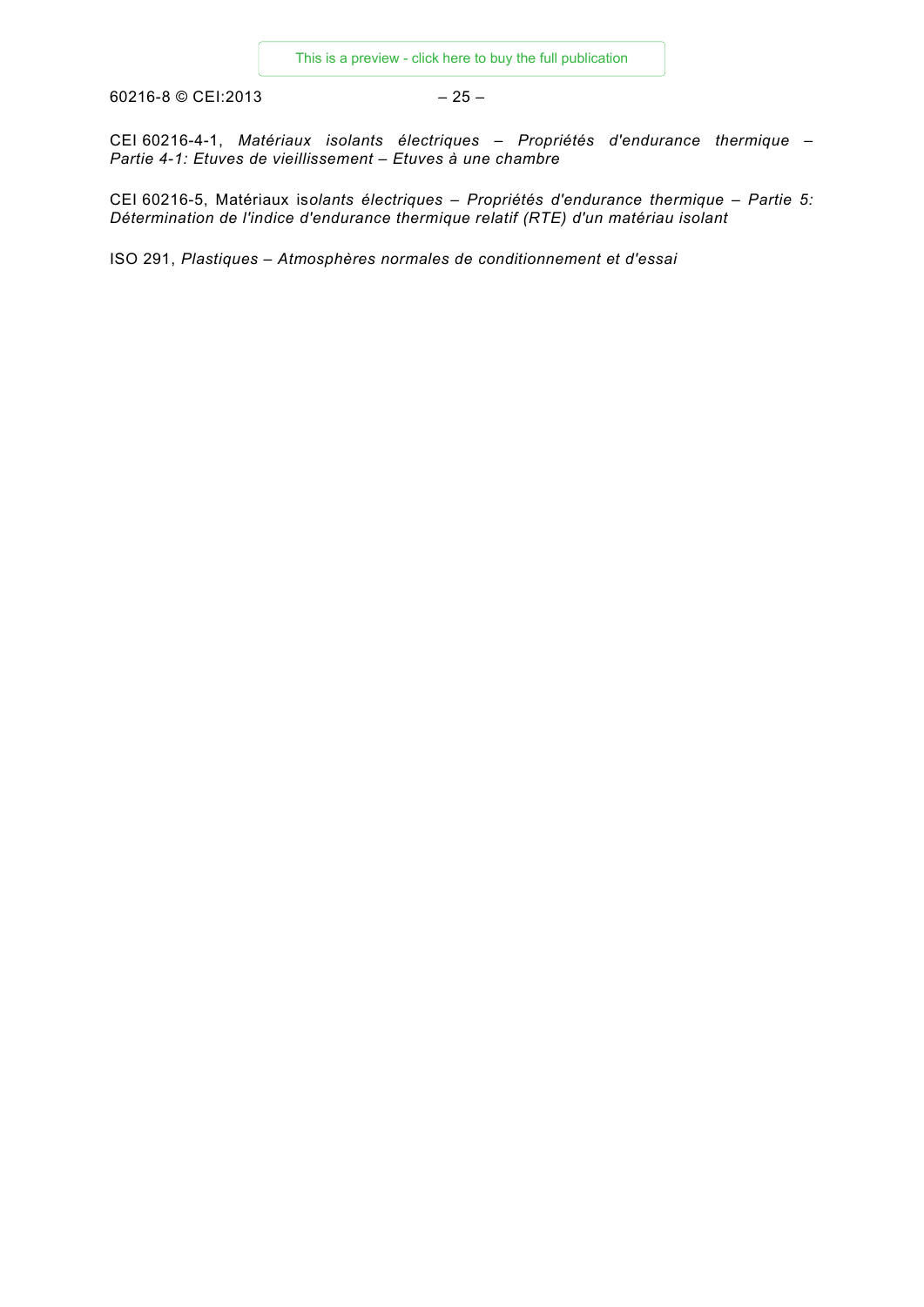CEI 60216-4-1, *Matériaux isolants électriques – Propriétés d'endurance thermique – Partie 4-1: Etuves de vieillissement – Etuves à une chambre*

CEI 60216-5, Matériaux is*olants électriques – Propriétés d'endurance thermique – Partie 5: Détermination de l'indice d'endurance thermique relatif (RTE) d'un matériau isolant*

ISO 291, *Plastiques – Atmosphères normales de conditionnement et d'essai*